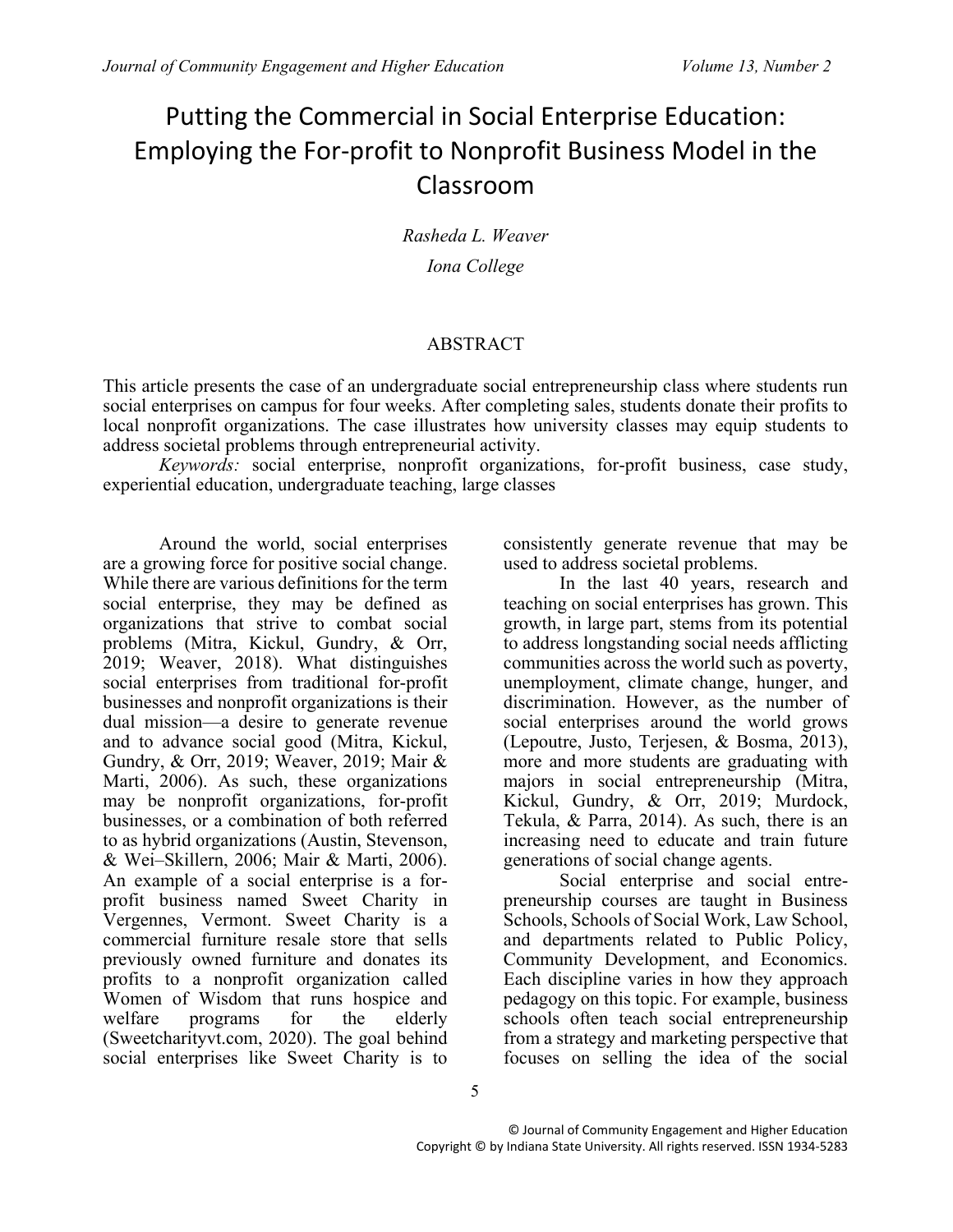# Putting the Commercial in Social Enterprise Education: Employing the For-profit to Nonprofit Business Model in the Classroom

*Rasheda L. Weaver*

*Iona College*

## ABSTRACT

This article presents the case of an undergraduate social entrepreneurship class where students run social enterprises on campus for four weeks. After completing sales, students donate their profits to local nonprofit organizations. The case illustrates how university classes may equip students to address societal problems through entrepreneurial activity.

*Keywords:* social enterprise, nonprofit organizations, for-profit business, case study, experiential education, undergraduate teaching, large classes

Around the world, social enterprises are a growing force for positive social change. While there are various definitions for the term social enterprise, they may be defined as organizations that strive to combat social problems (Mitra, Kickul, Gundry, & Orr, 2019; Weaver, 2018). What distinguishes social enterprises from traditional for-profit businesses and nonprofit organizations is their dual mission—a desire to generate revenue and to advance social good (Mitra, Kickul, Gundry, & Orr, 2019; Weaver, 2019; Mair & Marti, 2006). As such, these organizations may be nonprofit organizations, for-profit businesses, or a combination of both referred to as hybrid organizations (Austin, Stevenson, & Wei–Skillern, 2006; Mair & Marti, 2006). An example of a social enterprise is a for-profit business named Sweet Charity in Vergennes, Vermont. Sweet Charity is a commercial furniture resale store that sells previously owned furniture and donates its profits to a nonprofit organization called Women of Wisdom that runs hospice and welfare programs for the elderly (Sweetcharityvt.com, 2020). The goal behind social enterprises like Sweet Charity is to consistently generate revenue that may be used to address societal problems.

In the last 40 years, research and teaching on social enterprises has grown. This growth, in large part, stems from its potential to address longstanding social needs afflicting communities across the world such as poverty, unemployment, climate change, hunger, and discrimination. However, as the number of social enterprises around the world grows (Lepoutre, Justo, Terjesen, & Bosma, 2013), more and more students are graduating with majors in social entrepreneurship (Mitra, Kickul, Gundry, & Orr, 2019; Murdock, Tekula, & Parra, 2014). As such, there is an increasing need to educate and train future generations of social change agents.

Social enterprise and social entrepreneurship courses are taught in Business Schools, Schools of Social Work, Law School, and departments related to Public Policy, Community Development, and Economics. Each discipline varies in how they approach pedagogy on this topic. For example, business schools often teach social entrepreneurship from a strategy and marketing perspective that focuses on selling the idea of the social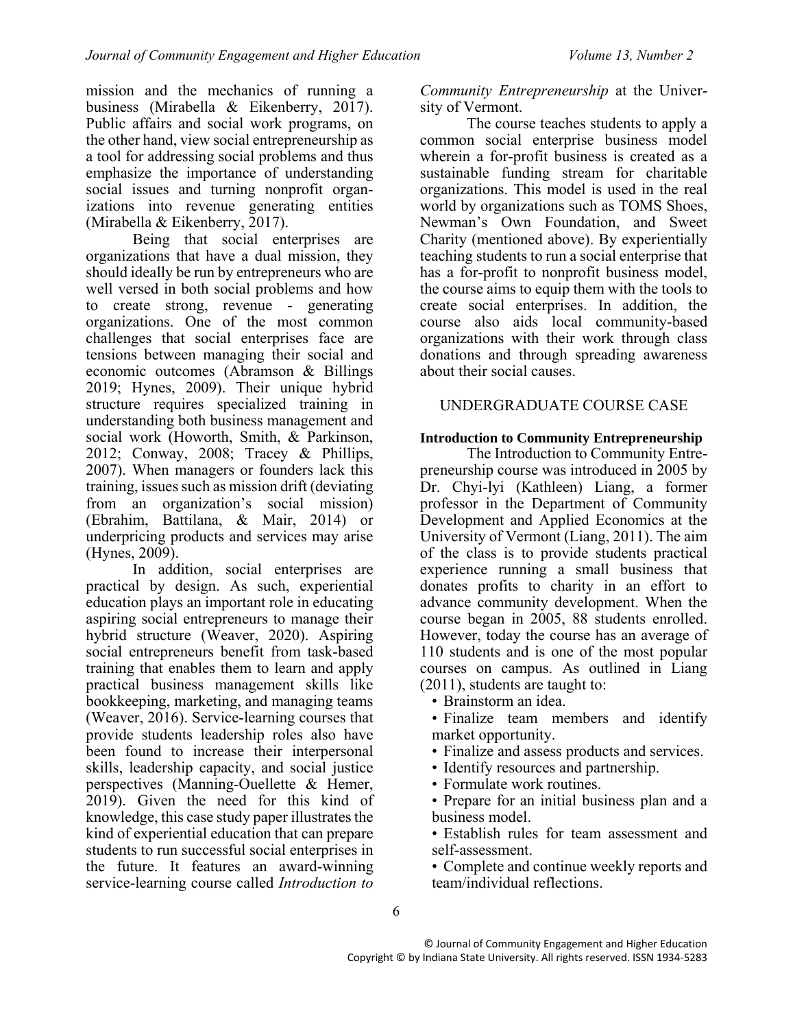mission and the mechanics of running a business (Mirabella & Eikenberry, 2017). Public affairs and social work programs, on the other hand, view social entrepreneurship as a tool for addressing social problems and thus emphasize the importance of understanding social issues and turning nonprofit organizations into revenue generating entities (Mirabella & Eikenberry, 2017).

Being that social enterprises are organizations that have a dual mission, they should ideally be run by entrepreneurs who are well versed in both social problems and how to create strong, revenue - generating organizations. One of the most common challenges that social enterprises face are tensions between managing their social and economic outcomes (Abramson & Billings 2019; Hynes, 2009). Their unique hybrid structure requires specialized training in understanding both business management and social work (Howorth, Smith, & Parkinson, 2012; Conway, 2008; Tracey & Phillips, 2007). When managers or founders lack this training, issues such as mission drift (deviating from an organization's social mission) (Ebrahim, Battilana, & Mair, 2014) or underpricing products and services may arise (Hynes, 2009).

In addition, social enterprises are practical by design. As such, experiential education plays an important role in educating aspiring social entrepreneurs to manage their hybrid structure (Weaver, 2020). Aspiring social entrepreneurs benefit from task-based training that enables them to learn and apply practical business management skills like bookkeeping, marketing, and managing teams (Weaver, 2016). Service-learning courses that provide students leadership roles also have been found to increase their interpersonal skills, leadership capacity, and social justice perspectives (Manning-Ouellette & Hemer, 2019). Given the need for this kind of knowledge, this case study paper illustrates the kind of experiential education that can prepare students to run successful social enterprises in the future. It features an award-winning service-learning course called *Introduction to Community Entrepreneurship* at the University of Vermont.

The course teaches students to apply a common social enterprise business model wherein a for-profit business is created as a sustainable funding stream for charitable organizations. This model is used in the real world by organizations such as TOMS Shoes, Newman's Own Foundation, and Sweet Charity (mentioned above). By experientially teaching students to run a social enterprise that has a for-profit to nonprofit business model, the course aims to equip them with the tools to create social enterprises. In addition, the course also aids local community-based organizations with their work through class donations and through spreading awareness about their social causes.

## UNDERGRADUATE COURSE CASE

### Introduction to Community Entrepreneurship

The Introduction to Community Entrepreneurship course was introduced in 2005 by Dr. Chyi-lyi (Kathleen) Liang, a former professor in the Department of Community Development and Applied Economics at the University of Vermont (Liang, 2011). The aim of the class is to provide students practical experience running a small business that donates profits to charity in an effort to advance community development. When the course began in 2005, 88 students enrolled. However, today the course has an average of 110 students and is one of the most popular courses on campus. As outlined in Liang (2011), students are taught to:

- Brainstorm an idea.
- Finalize team members and identify market opportunity.
- Finalize and assess products and services.
- Identify resources and partnership.
- Formulate work routines.
- Prepare for an initial business plan and a business model.
- Establish rules for team assessment and self-assessment.
- Complete and continue weekly reports and team/individual reflections.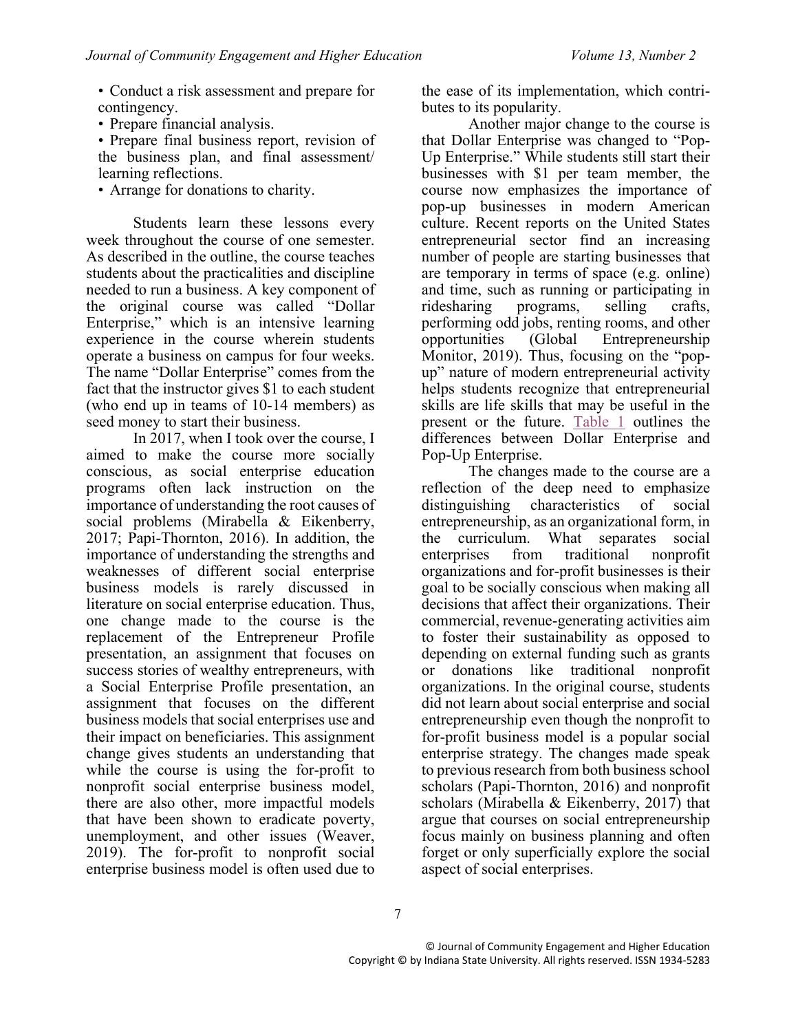- Conduct a risk assessment and prepare for contingency.
- Prepare financial analysis.
- Prepare final business report, revision of the business plan, and final assessment/ learning reflections.
- Arrange for donations to charity.

Students learn these lessons every week throughout the course of one semester. As described in the outline, the course teaches students about the practicalities and discipline needed to run a business. A key component of the original course was called "Dollar Enterprise," which is an intensive learning experience in the course wherein students operate a business on campus for four weeks. The name "Dollar Enterprise" comes from the fact that the instructor gives $1 to each student (who end up in teams of 10-14 members) as seed money to start their business.

In 2017, when I took over the course, I aimed to make the course more socially conscious, as social enterprise education programs often lack instruction on the importance of understanding the root causes of social problems (Mirabella & Eikenberry, 2017; Papi-Thornton, 2016). In addition, the importance of understanding the strengths and weaknesses of different social enterprise business models is rarely discussed in literature on social enterprise education. Thus, one change made to the course is the replacement of the Entrepreneur Profile presentation, an assignment that focuses on success stories of wealthy entrepreneurs, with a Social Enterprise Profile presentation, an assignment that focuses on the different business models that social enterprises use and their impact on beneficiaries. This assignment change gives students an understanding that while the course is using the for-profit to nonprofit social enterprise business model, there are also other, more impactful models that have been shown to eradicate poverty, unemployment, and other issues (Weaver, 2019). The for-profit to nonprofit social enterprise business model is often used due to the ease of its implementation, which contributes to its popularity.

Another major change to the course is that Dollar Enterprise was changed to "Pop-Up Enterprise." While students still start their businesses with $1 per team member, the course now emphasizes the importance of pop-up businesses in modern American culture. Recent reports on the United States entrepreneurial sector find an increasing number of people are starting businesses that are temporary in terms of space (e.g. online) and time, such as running or participating in ridesharing programs, selling crafts, performing odd jobs, renting rooms, and other opportunities (Global Entrepreneurship Monitor, 2019). Thus, focusing on the "pop-up" nature of modern entrepreneurial activity helps students recognize that entrepreneurial skills are life skills that may be useful in the present or the future. Table 1 outlines the differences between Dollar Enterprise and Pop-Up Enterprise.

The changes made to the course are a reflection of the deep need to emphasize distinguishing characteristics of social entrepreneurship, as an organizational form, in the curriculum. What separates social enterprises from traditional nonprofit organizations and for-profit businesses is their goal to be socially conscious when making all decisions that affect their organizations. Their commercial, revenue-generating activities aim to foster their sustainability as opposed to depending on external funding such as grants or donations like traditional nonprofit organizations. In the original course, students did not learn about social enterprise and social entrepreneurship even though the nonprofit to for-profit business model is a popular social enterprise strategy. The changes made speak to previous research from both business school scholars (Papi-Thornton, 2016) and nonprofit scholars (Mirabella & Eikenberry, 2017) that argue that courses on social entrepreneurship focus mainly on business planning and often forget or only superficially explore the social aspect of social enterprises.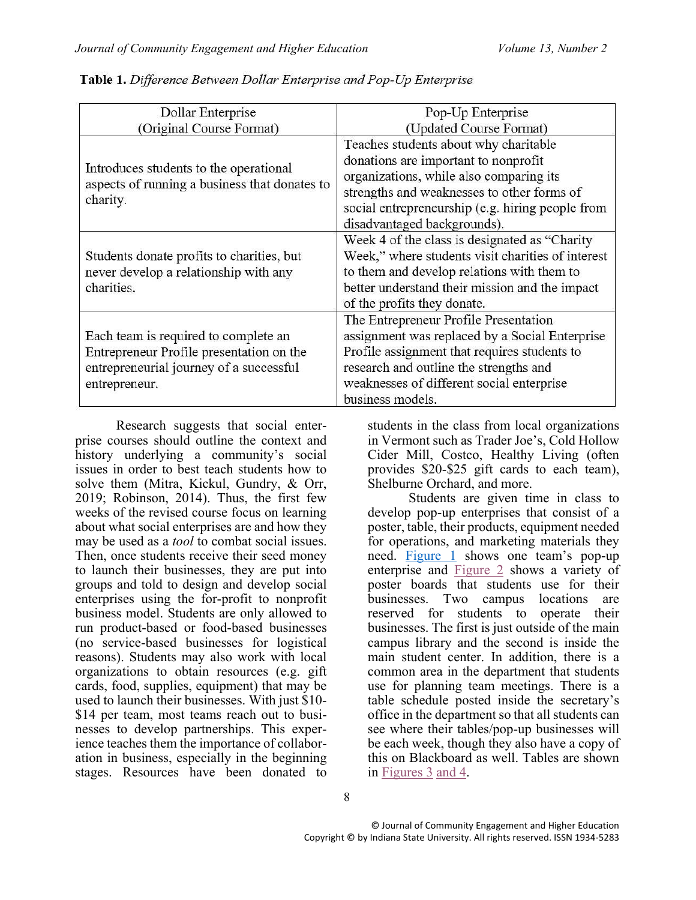**Table 1.** *Difference Between Dollar Enterprise and Pop-Up Enterprise*

| Dollar Enterprise (Original Course Format) | Pop-Up Enterprise (Updated Course Format) |
|---|---|
| Introduces students to the operational aspects of running a business that donates to charity. | Teaches students about why charitable donations are important to nonprofit organizations, while also comparing its strengths and weaknesses to other forms of social entrepreneurship (e.g. hiring people from disadvantaged backgrounds). |
| Students donate profits to charities, but never develop a relationship with any charities. | Week 4 of the class is designated as "Charity Week," where students visit charities of interest to them and develop relations with them to better understand their mission and the impact of the profits they donate. |
| Each team is required to complete an Entrepreneur Profile presentation on the entrepreneurial journey of a successful entrepreneur. | The Entrepreneur Profile Presentation assignment was replaced by a Social Enterprise Profile assignment that requires students to research and outline the strengths and weaknesses of different social enterprise business models. |

Research suggests that social enterprise courses should outline the context and history underlying a community's social issues in order to best teach students how to solve them (Mitra, Kickul, Gundry, & Orr, 2019; Robinson, 2014). Thus, the first few weeks of the revised course focus on learning about what social enterprises are and how they may be used as a *tool* to combat social issues. Then, once students receive their seed money to launch their businesses, they are put into groups and told to design and develop social enterprises using the for-profit to nonprofit business model. Students are only allowed to run product-based or food-based businesses (no service-based businesses for logistical reasons). Students may also work with local organizations to obtain resources (e.g. gift cards, food, supplies, equipment) that may be used to launch their businesses. With just $10-$14 per team, most teams reach out to businesses to develop partnerships. This experience teaches them the importance of collaboration in business, especially in the beginning stages. Resources have been donated to students in the class from local organizations in Vermont such as Trader Joe's, Cold Hollow Cider Mill, Costco, Healthy Living (often provides $20-$25 gift cards to each team), Shelburne Orchard, and more.

Students are given time in class to develop pop-up enterprises that consist of a poster, table, their products, equipment needed for operations, and marketing materials they need. Figure 1 shows one team's pop-up enterprise and Figure 2 shows a variety of poster boards that students use for their businesses. Two campus locations are reserved for students to operate their businesses. The first is just outside of the main campus library and the second is inside the main student center. In addition, there is a common area in the department that students use for planning team meetings. There is a table schedule posted inside the secretary's office in the department so that all students can see where their tables/pop-up businesses will be each week, though they also have a copy of this on Blackboard as well. Tables are shown in Figures 3 and 4.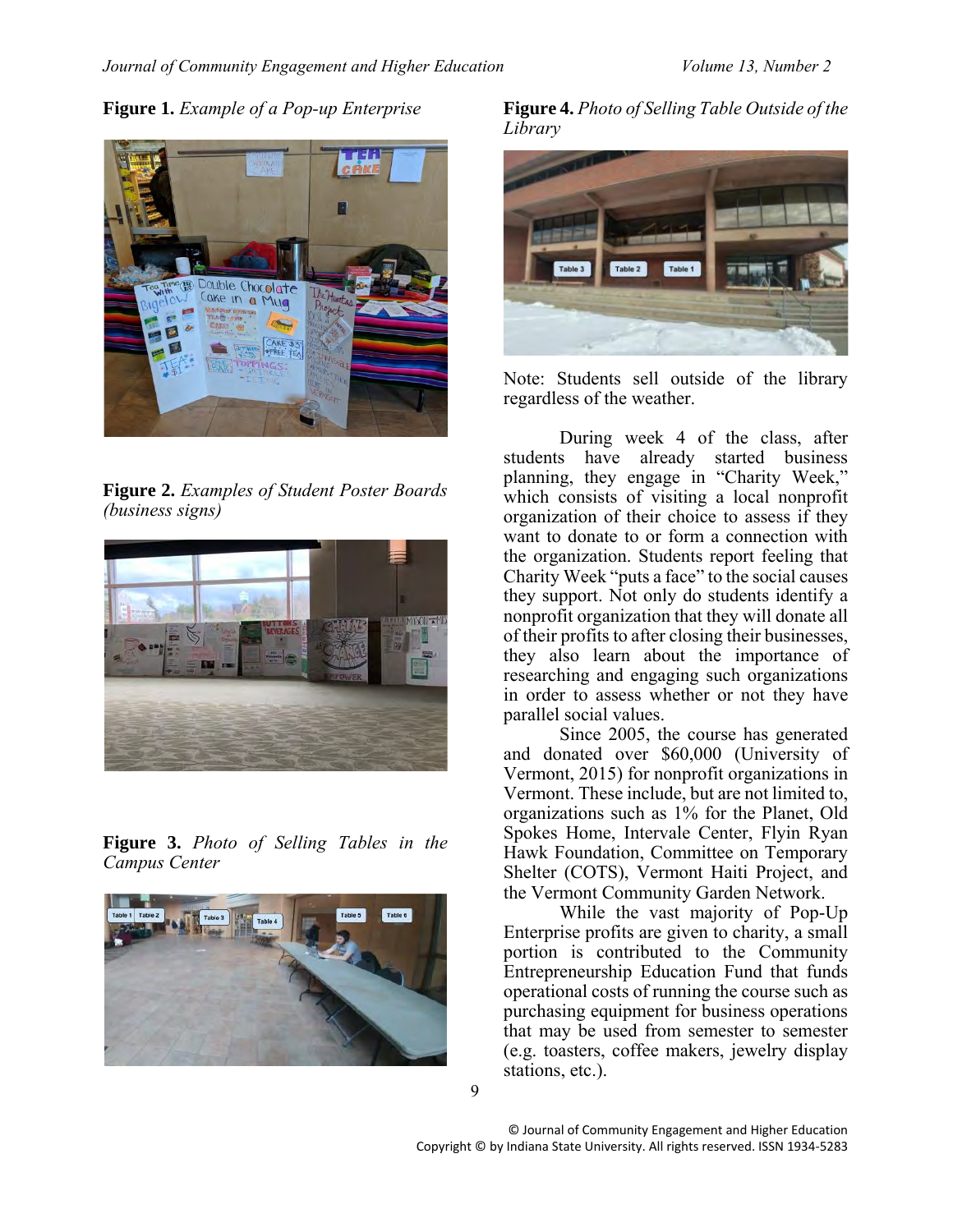**Figure 1.** *Example of a Pop-up Enterprise*

**Figure 2.** *Examples of Student Poster Boards (business signs)*

**Figure 3.** *Photo of Selling Tables in the Campus Center*

**Figure 4.** *Photo of Selling Table Outside of the Library*

Note: Students sell outside of the library regardless of the weather.

During week 4 of the class, after students have already started business planning, they engage in "Charity Week," which consists of visiting a local nonprofit organization of their choice to assess if they want to donate to or form a connection with the organization. Students report feeling that Charity Week "puts a face" to the social causes they support. Not only do students identify a nonprofit organization that they will donate all of their profits to after closing their businesses, they also learn about the importance of researching and engaging such organizations in order to assess whether or not they have parallel social values.

Since 2005, the course has generated and donated over $60,000 (University of Vermont, 2015) for nonprofit organizations in Vermont. These include, but are not limited to, organizations such as 1% for the Planet, Old Spokes Home, Intervale Center, Flyin Ryan Hawk Foundation, Committee on Temporary Shelter (COTS), Vermont Haiti Project, and the Vermont Community Garden Network.

While the vast majority of Pop-Up Enterprise profits are given to charity, a small portion is contributed to the Community Entrepreneurship Education Fund that funds operational costs of running the course such as purchasing equipment for business operations that may be used from semester to semester (e.g. toasters, coffee makers, jewelry display stations, etc.).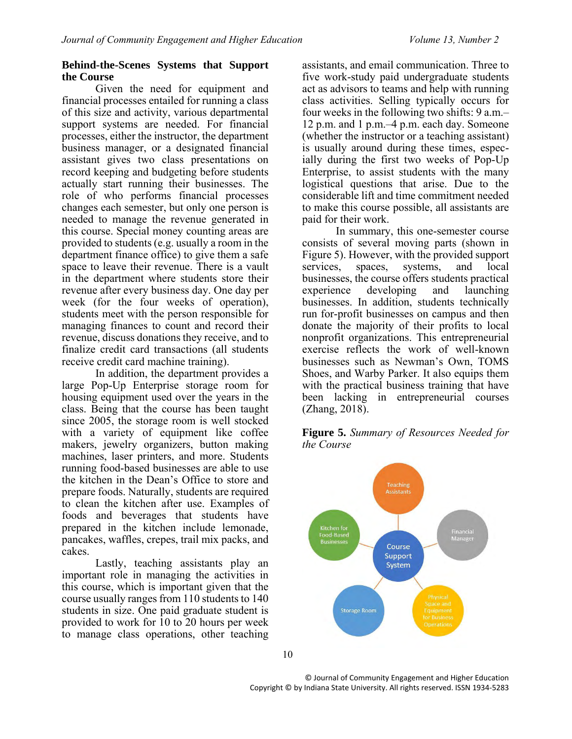## Behind-the-Scenes Systems that Support the Course

Given the need for equipment and financial processes entailed for running a class of this size and activity, various departmental support systems are needed. For financial processes, either the instructor, the department business manager, or a designated financial assistant gives two class presentations on record keeping and budgeting before students actually start running their businesses. The role of who performs financial processes changes each semester, but only one person is needed to manage the revenue generated in this course. Special money counting areas are provided to students (e.g. usually a room in the department finance office) to give them a safe space to leave their revenue. There is a vault in the department where students store their revenue after every business day. One day per week (for the four weeks of operation), students meet with the person responsible for managing finances to count and record their revenue, discuss donations they receive, and to finalize credit card transactions (all students receive credit card machine training).

In addition, the department provides a large Pop-Up Enterprise storage room for housing equipment used over the years in the class. Being that the course has been taught since 2005, the storage room is well stocked with a variety of equipment like coffee makers, jewelry organizers, button making machines, laser printers, and more. Students running food-based businesses are able to use the kitchen in the Dean's Office to store and prepare foods. Naturally, students are required to clean the kitchen after use. Examples of foods and beverages that students have prepared in the kitchen include lemonade, pancakes, waffles, crepes, trail mix packs, and cakes.

Lastly, teaching assistants play an important role in managing the activities in this course, which is important given that the course usually ranges from 110 students to 140 students in size. One paid graduate student is provided to work for 10 to 20 hours per week to manage class operations, other teaching assistants, and email communication. Three to five work-study paid undergraduate students act as advisors to teams and help with running class activities. Selling typically occurs for four weeks in the following two shifts: 9 a.m.–12 p.m. and 1 p.m.–4 p.m. each day. Someone (whether the instructor or a teaching assistant) is usually around during these times, especially during the first two weeks of Pop-Up Enterprise, to assist students with the many logistical questions that arise. Due to the considerable lift and time commitment needed to make this course possible, all assistants are paid for their work.

In summary, this one-semester course consists of several moving parts (shown in Figure 5). However, with the provided support services, spaces, systems, and local businesses, the course offers students practical experience developing and launching businesses. In addition, students technically run for-profit businesses on campus and then donate the majority of their profits to local nonprofit organizations. This entrepreneurial exercise reflects the work of well-known businesses such as Newman's Own, TOMS Shoes, and Warby Parker. It also equips them with the practical business training that have been lacking in entrepreneurial courses (Zhang, 2018).

**Figure 5.** *Summary of Resources Needed for the Course*

Course Support System: Teaching Assistants; Financial Manager; Physical Space and Equipment for Business Operations; Storage Room; Kitchen for Food-Based Businesses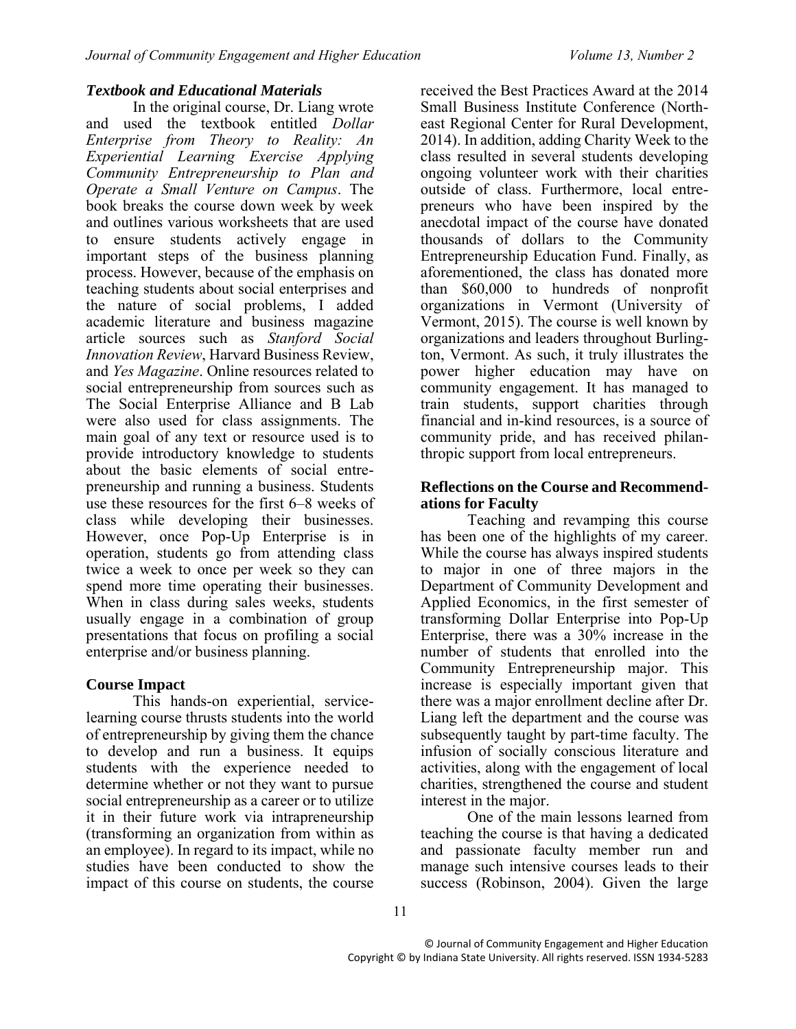### *Textbook and Educational Materials*

In the original course, Dr. Liang wrote and used the textbook entitled *Dollar Enterprise from Theory to Reality: An Experiential Learning Exercise Applying Community Entrepreneurship to Plan and Operate a Small Venture on Campus*. The book breaks the course down week by week and outlines various worksheets that are used to ensure students actively engage in important steps of the business planning process. However, because of the emphasis on teaching students about social enterprises and the nature of social problems, I added academic literature and business magazine article sources such as *Stanford Social Innovation Review*, Harvard Business Review, and *Yes Magazine*. Online resources related to social entrepreneurship from sources such as The Social Enterprise Alliance and B Lab were also used for class assignments. The main goal of any text or resource used is to provide introductory knowledge to students about the basic elements of social entrepreneurship and running a business. Students use these resources for the first 6–8 weeks of class while developing their businesses. However, once Pop-Up Enterprise is in operation, students go from attending class twice a week to once per week so they can spend more time operating their businesses. When in class during sales weeks, students usually engage in a combination of group presentations that focus on profiling a social enterprise and/or business planning.

## Course Impact

This hands-on experiential, service-learning course thrusts students into the world of entrepreneurship by giving them the chance to develop and run a business. It equips students with the experience needed to determine whether or not they want to pursue social entrepreneurship as a career or to utilize it in their future work via intrapreneurship (transforming an organization from within as an employee). In regard to its impact, while no studies have been conducted to show the impact of this course on students, the course received the Best Practices Award at the 2014 Small Business Institute Conference (Northeast Regional Center for Rural Development, 2014). In addition, adding Charity Week to the class resulted in several students developing ongoing volunteer work with their charities outside of class. Furthermore, local entrepreneurs who have been inspired by the anecdotal impact of the course have donated thousands of dollars to the Community Entrepreneurship Education Fund. Finally, as aforementioned, the class has donated more than $60,000 to hundreds of nonprofit organizations in Vermont (University of Vermont, 2015). The course is well known by organizations and leaders throughout Burlington, Vermont. As such, it truly illustrates the power higher education may have on community engagement. It has managed to train students, support charities through financial and in-kind resources, is a source of community pride, and has received philanthropic support from local entrepreneurs.

## Reflections on the Course and Recommendations for Faculty

Teaching and revamping this course has been one of the highlights of my career. While the course has always inspired students to major in one of three majors in the Department of Community Development and Applied Economics, in the first semester of transforming Dollar Enterprise into Pop-Up Enterprise, there was a 30% increase in the number of students that enrolled into the Community Entrepreneurship major. This increase is especially important given that there was a major enrollment decline after Dr. Liang left the department and the course was subsequently taught by part-time faculty. The infusion of socially conscious literature and activities, along with the engagement of local charities, strengthened the course and student interest in the major.

One of the main lessons learned from teaching the course is that having a dedicated and passionate faculty member run and manage such intensive courses leads to their success (Robinson, 2004). Given the large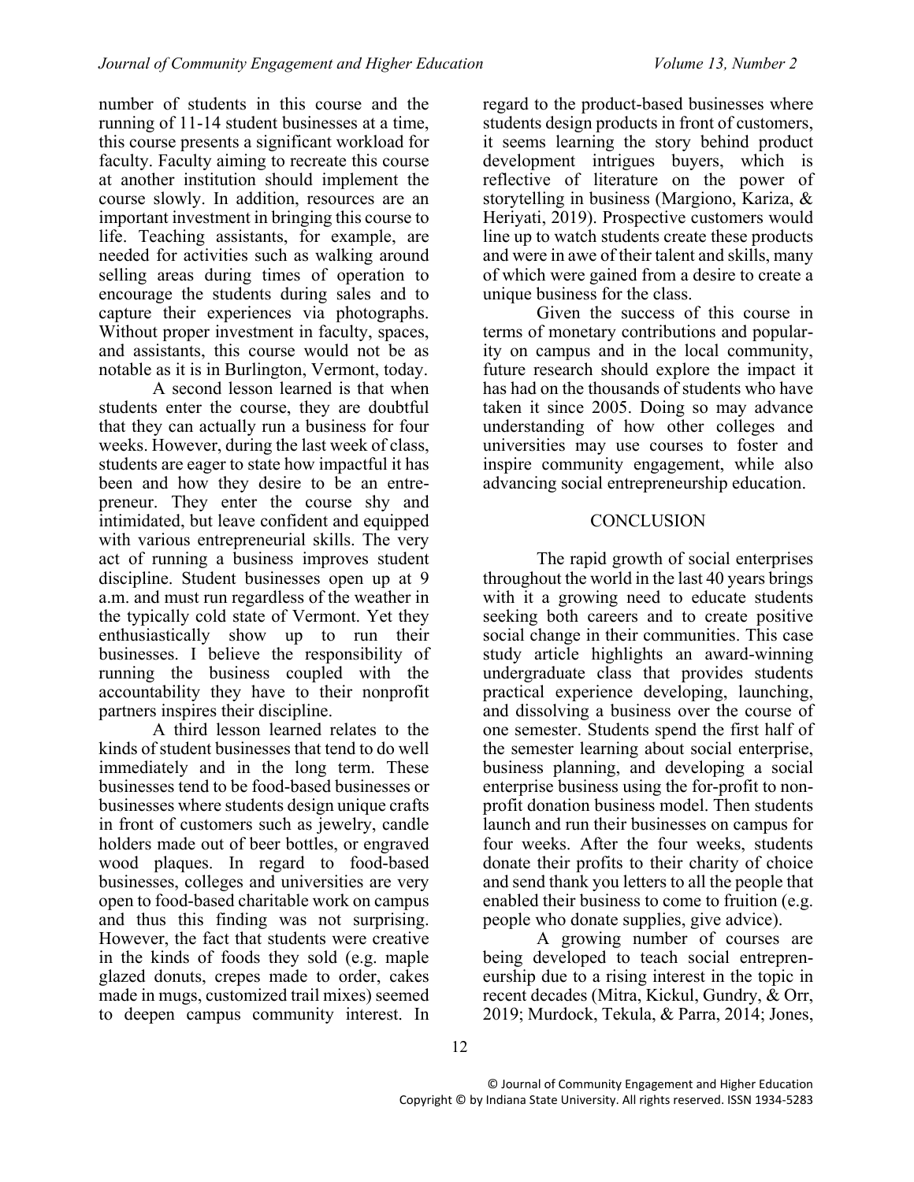number of students in this course and the running of 11-14 student businesses at a time, this course presents a significant workload for faculty. Faculty aiming to recreate this course at another institution should implement the course slowly. In addition, resources are an important investment in bringing this course to life. Teaching assistants, for example, are needed for activities such as walking around selling areas during times of operation to encourage the students during sales and to capture their experiences via photographs. Without proper investment in faculty, spaces, and assistants, this course would not be as notable as it is in Burlington, Vermont, today.

A second lesson learned is that when students enter the course, they are doubtful that they can actually run a business for four weeks. However, during the last week of class, students are eager to state how impactful it has been and how they desire to be an entrepreneur. They enter the course shy and intimidated, but leave confident and equipped with various entrepreneurial skills. The very act of running a business improves student discipline. Student businesses open up at 9 a.m. and must run regardless of the weather in the typically cold state of Vermont. Yet they enthusiastically show up to run their businesses. I believe the responsibility of running the business coupled with the accountability they have to their nonprofit partners inspires their discipline.

A third lesson learned relates to the kinds of student businesses that tend to do well immediately and in the long term. These businesses tend to be food-based businesses or businesses where students design unique crafts in front of customers such as jewelry, candle holders made out of beer bottles, or engraved wood plaques. In regard to food-based businesses, colleges and universities are very open to food-based charitable work on campus and thus this finding was not surprising. However, the fact that students were creative in the kinds of foods they sold (e.g. maple glazed donuts, crepes made to order, cakes made in mugs, customized trail mixes) seemed to deepen campus community interest. In regard to the product-based businesses where students design products in front of customers, it seems learning the story behind product development intrigues buyers, which is reflective of literature on the power of storytelling in business (Margiono, Kariza, & Heriyati, 2019). Prospective customers would line up to watch students create these products and were in awe of their talent and skills, many of which were gained from a desire to create a unique business for the class.

Given the success of this course in terms of monetary contributions and popularity on campus and in the local community, future research should explore the impact it has had on the thousands of students who have taken it since 2005. Doing so may advance understanding of how other colleges and universities may use courses to foster and inspire community engagement, while also advancing social entrepreneurship education.

## CONCLUSION

The rapid growth of social enterprises throughout the world in the last 40 years brings with it a growing need to educate students seeking both careers and to create positive social change in their communities. This case study article highlights an award-winning undergraduate class that provides students practical experience developing, launching, and dissolving a business over the course of one semester. Students spend the first half of the semester learning about social enterprise, business planning, and developing a social enterprise business using the for-profit to non-profit donation business model. Then students launch and run their businesses on campus for four weeks. After the four weeks, students donate their profits to their charity of choice and send thank you letters to all the people that enabled their business to come to fruition (e.g. people who donate supplies, give advice).

A growing number of courses are being developed to teach social entrepreneurship due to a rising interest in the topic in recent decades (Mitra, Kickul, Gundry, & Orr, 2019; Murdock, Tekula, & Parra, 2014; Jones,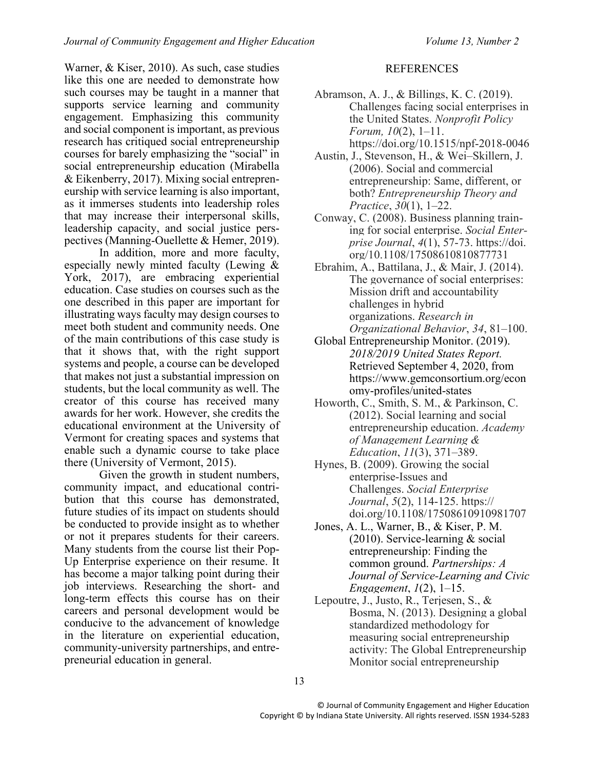Warner, & Kiser, 2010). As such, case studies like this one are needed to demonstrate how such courses may be taught in a manner that supports service learning and community engagement. Emphasizing this community and social component is important, as previous research has critiqued social entrepreneurship courses for barely emphasizing the "social" in social entrepreneurship education (Mirabella & Eikenberry, 2017). Mixing social entrepreneurship with service learning is also important, as it immerses students into leadership roles that may increase their interpersonal skills, leadership capacity, and social justice perspectives (Manning-Ouellette & Hemer, 2019).

In addition, more and more faculty, especially newly minted faculty (Lewing & York, 2017), are embracing experiential education. Case studies on courses such as the one described in this paper are important for illustrating ways faculty may design courses to meet both student and community needs. One of the main contributions of this case study is that it shows that, with the right support systems and people, a course can be developed that makes not just a substantial impression on students, but the local community as well. The creator of this course has received many awards for her work. However, she credits the educational environment at the University of Vermont for creating spaces and systems that enable such a dynamic course to take place there (University of Vermont, 2015).

Given the growth in student numbers, community impact, and educational contribution that this course has demonstrated, future studies of its impact on students should be conducted to provide insight as to whether or not it prepares students for their careers. Many students from the course list their Pop-Up Enterprise experience on their resume. It has become a major talking point during their job interviews. Researching the short- and long-term effects this course has on their careers and personal development would be conducive to the advancement of knowledge in the literature on experiential education, community-university partnerships, and entrepreneurial education in general.

## REFERENCES

Abramson, A. J., & Billings, K. C. (2019). Challenges facing social enterprises in the United States. *Nonprofit Policy Forum, 10*(2), 1–11. https://doi.org/10.1515/npf-2018-0046

Austin, J., Stevenson, H., & Wei–Skillern, J. (2006). Social and commercial entrepreneurship: Same, different, or both? *Entrepreneurship Theory and Practice*, *30*(1), 1–22.

Conway, C. (2008). Business planning training for social enterprise. *Social Enterprise Journal*, *4*(1), 57-73. https://doi.org/10.1108/17508610810877731

Ebrahim, A., Battilana, J., & Mair, J. (2014). The governance of social enterprises: Mission drift and accountability challenges in hybrid organizations. *Research in Organizational Behavior*, *34*, 81–100.

Global Entrepreneurship Monitor. (2019). *2018/2019 United States Report.* Retrieved September 4, 2020, from https://www.gemconsortium.org/economy-profiles/united-states

Howorth, C., Smith, S. M., & Parkinson, C. (2012). Social learning and social entrepreneurship education. *Academy of Management Learning & Education*, *11*(3), 371–389.

Hynes, B. (2009). Growing the social enterprise-Issues and Challenges. *Social Enterprise Journal*, *5*(2), 114-125. https://doi.org/10.1108/17508610910981707

Jones, A. L., Warner, B., & Kiser, P. M. (2010). Service-learning & social entrepreneurship: Finding the common ground. *Partnerships: A Journal of Service-Learning and Civic Engagement*, *1*(2), 1–15.

Lepoutre, J., Justo, R., Terjesen, S., & Bosma, N. (2013). Designing a global standardized methodology for measuring social entrepreneurship activity: The Global Entrepreneurship Monitor social entrepreneurship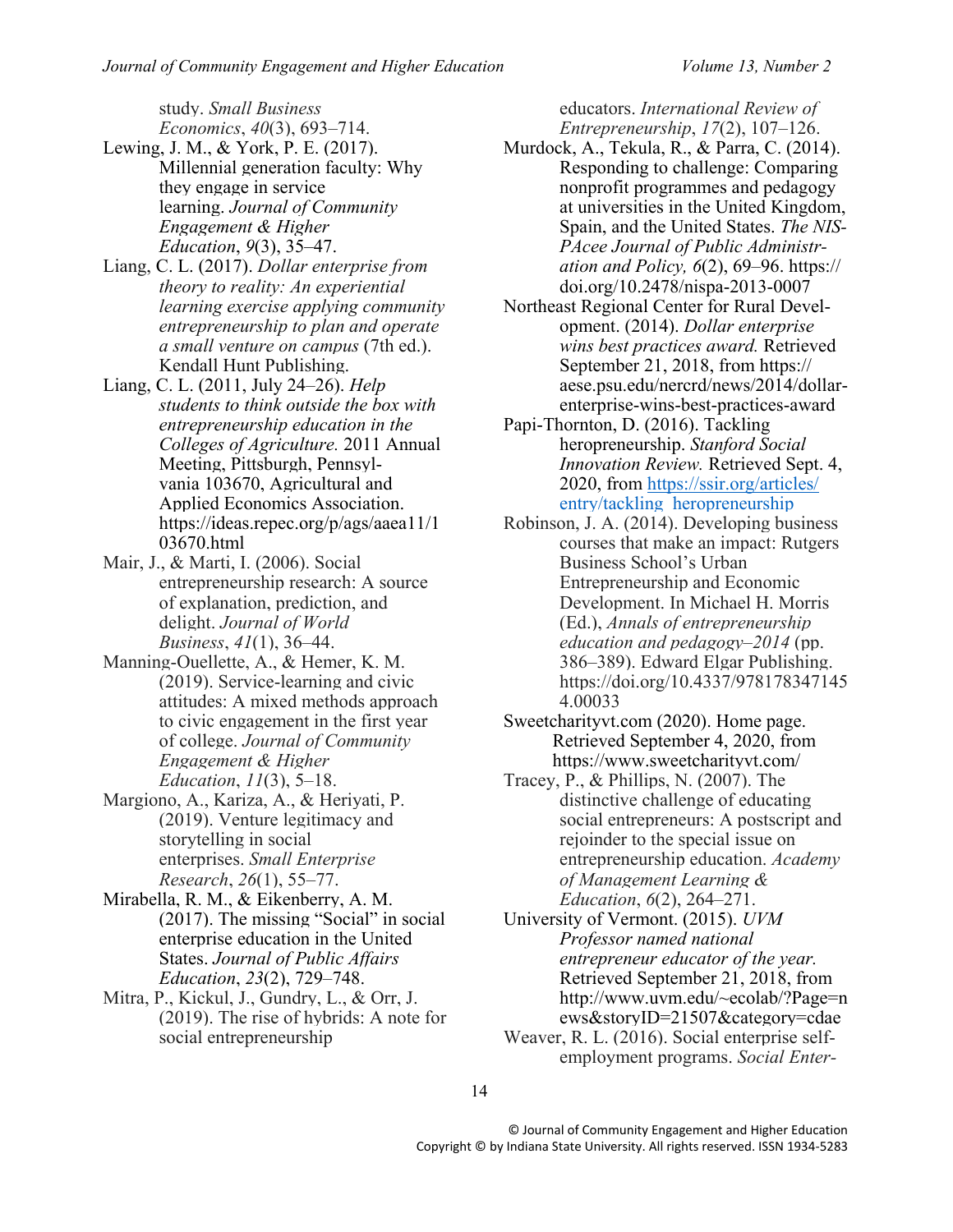study. *Small Business Economics*, *40*(3), 693–714.

Lewing, J. M., & York, P. E. (2017). Millennial generation faculty: Why they engage in service learning. *Journal of Community Engagement & Higher Education*, *9*(3), 35–47.

Liang, C. L. (2017). *Dollar enterprise from theory to reality: An experiential learning exercise applying community entrepreneurship to plan and operate a small venture on campus* (7th ed.). Kendall Hunt Publishing.

Liang, C. L. (2011, July 24–26). *Help students to think outside the box with entrepreneurship education in the Colleges of Agriculture.* 2011 Annual Meeting, Pittsburgh, Pennsylvania 103670, Agricultural and Applied Economics Association. https://ideas.repec.org/p/ags/aaea11/103670.html

Mair, J., & Marti, I. (2006). Social entrepreneurship research: A source of explanation, prediction, and delight. *Journal of World Business*, *41*(1), 36–44.

Manning-Ouellette, A., & Hemer, K. M. (2019). Service-learning and civic attitudes: A mixed methods approach to civic engagement in the first year of college. *Journal of Community Engagement & Higher Education*, *11*(3), 5–18.

Margiono, A., Kariza, A., & Heriyati, P. (2019). Venture legitimacy and storytelling in social enterprises. *Small Enterprise Research*, *26*(1), 55–77.

Mirabella, R. M., & Eikenberry, A. M. (2017). The missing "Social" in social enterprise education in the United States. *Journal of Public Affairs Education*, *23*(2), 729–748.

Mitra, P., Kickul, J., Gundry, L., & Orr, J. (2019). The rise of hybrids: A note for social entrepreneurship educators. *International Review of Entrepreneurship*, *17*(2), 107–126.

Murdock, A., Tekula, R., & Parra, C. (2014). Responding to challenge: Comparing nonprofit programmes and pedagogy at universities in the United Kingdom, Spain, and the United States. *The NISPAcee Journal of Public Administration and Policy, 6*(2), 69–96. https://doi.org/10.2478/nispa-2013-0007

Northeast Regional Center for Rural Development. (2014). *Dollar enterprise wins best practices award.* Retrieved September 21, 2018, from https://aese.psu.edu/nercrd/news/2014/dollar-enterprise-wins-best-practices-award

Papi-Thornton, D. (2016). Tackling heropreneurship. *Stanford Social Innovation Review.* Retrieved Sept. 4, 2020, from https://ssir.org/articles/entry/tackling_heropreneurship

Robinson, J. A. (2014). Developing business courses that make an impact: Rutgers Business School's Urban Entrepreneurship and Economic Development. In Michael H. Morris (Ed.), *Annals of entrepreneurship education and pedagogy–2014* (pp. 386–389). Edward Elgar Publishing. https://doi.org/10.4337/9781783471454.00033

Sweetcharityvt.com (2020). Home page. Retrieved September 4, 2020, from https://www.sweetcharityvt.com/

Tracey, P., & Phillips, N. (2007). The distinctive challenge of educating social entrepreneurs: A postscript and rejoinder to the special issue on entrepreneurship education. *Academy of Management Learning & Education*, *6*(2), 264–271.

University of Vermont. (2015). *UVM Professor named national entrepreneur educator of the year.* Retrieved September 21, 2018, from http://www.uvm.edu/~ecolab/?Page=news&storyID=21507&category=cdae

Weaver, R. L. (2016). Social enterprise self-employment programs. *Social Enter-*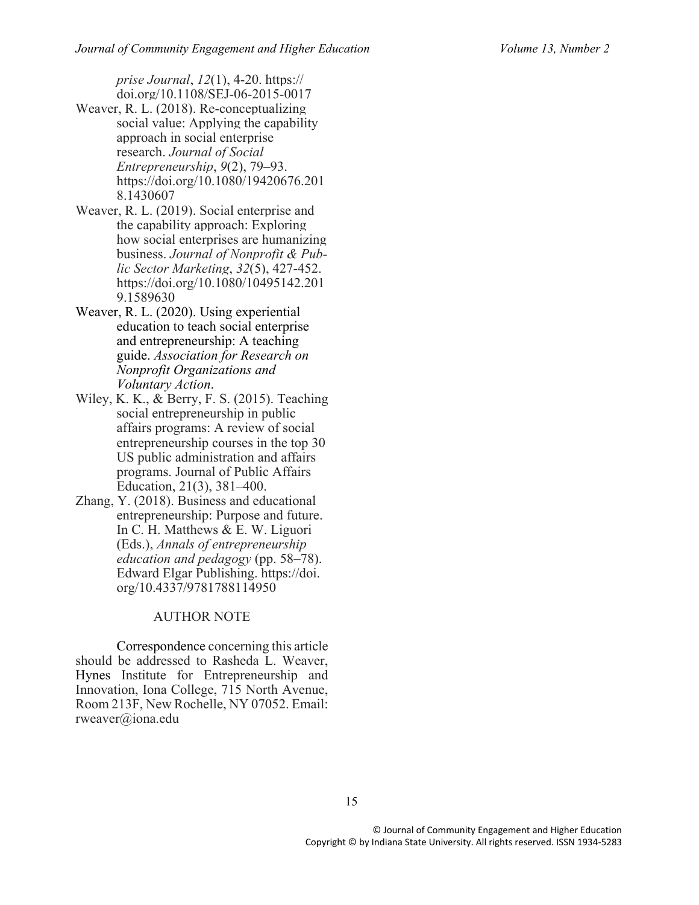*prise Journal*, *12*(1), 4-20. https://doi.org/10.1108/SEJ-06-2015-0017

Weaver, R. L. (2018). Re-conceptualizing social value: Applying the capability approach in social enterprise research. *Journal of Social Entrepreneurship*, *9*(2), 79–93. https://doi.org/10.1080/19420676.2018.1430607

Weaver, R. L. (2019). Social enterprise and the capability approach: Exploring how social enterprises are humanizing business. *Journal of Nonprofit & Public Sector Marketing*, *32*(5), 427-452. https://doi.org/10.1080/10495142.2019.1589630

Weaver, R. L. (2020). Using experiential education to teach social enterprise and entrepreneurship: A teaching guide. *Association for Research on Nonprofit Organizations and Voluntary Action*.

Wiley, K. K., & Berry, F. S. (2015). Teaching social entrepreneurship in public affairs programs: A review of social entrepreneurship courses in the top 30 US public administration and affairs programs. Journal of Public Affairs Education, 21(3), 381–400.

Zhang, Y. (2018). Business and educational entrepreneurship: Purpose and future. In C. H. Matthews & E. W. Liguori (Eds.), *Annals of entrepreneurship education and pedagogy* (pp. 58–78). Edward Elgar Publishing. https://doi.org/10.4337/9781788114950

## AUTHOR NOTE

Correspondence concerning this article should be addressed to Rasheda L. Weaver, Hynes Institute for Entrepreneurship and Innovation, Iona College, 715 North Avenue, Room 213F, New Rochelle, NY 07052. Email: rweaver@iona.edu

© Journal of Community Engagement and Higher Education
Copyright © by Indiana State University. All rights reserved. ISSN 1934-5283